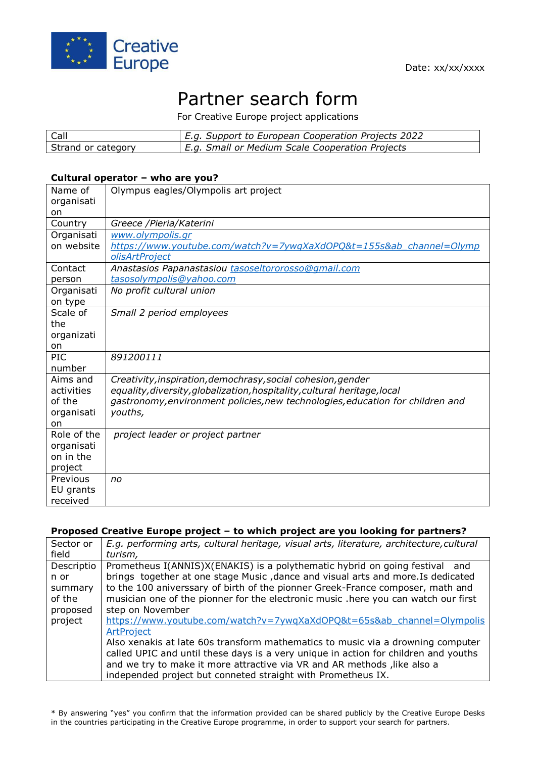Creative Europe

Date: xx/xx/xxxx

# Partner search form

For Creative Europe project applications

| Call | *E.g. Support to European Cooperation Projects 2022* |
|---|---|
| Strand or category | *E.g. Small or Medium Scale Cooperation Projects* |

### Cultural operator – who are you?

| | |
|---|---|
| Name of organisation | Olympus eagles/Olympolis art project |
| Country | *Greece /Pieria/Katerini* |
| Organisation website | *www.olympolis.gr* *https://www.youtube.com/watch?v=7ywqXaXdOPQ&t=155s&ab_channel=OlympolisArtProject* |
| Contact person | *Anastasios Papanastasiou tasoseltororosso@gmail.com tasosolympolis@yahoo.com* |
| Organisation type | *No profit cultural union* |
| Scale of the organization | *Small 2 period employees* |
| PIC number | *891200111* |
| Aims and activities of the organisation | *Creativity,inspiration,demochrasy,social cohesion,gender equality,diversity,globalization,hospitality,cultural heritage,local gastronomy,environment policies,new technologies,education for children and youths,* |
| Role of the organisation in the project | *project leader or project partner* |
| Previous EU grants received | *no* |

### Proposed Creative Europe project – to which project are you looking for partners?

| | |
|---|---|
| Sector or field | *E.g. performing arts, cultural heritage, visual arts, literature, architecture,cultural turism,* |
| Description or summary of the proposed project | Prometheus I(ANNIS)X(ENAKIS) is a polythematic hybrid on going festival and brings together at one stage Music ,dance and visual arts and more.Is dedicated to the 100 aniverssary of birth of the pionner Greek-France composer, math and musician one of the pionner for the electronic music .here you can watch our first step on November https://www.youtube.com/watch?v=7ywqXaXdOPQ&t=65s&ab_channel=OlympolisArtProject Also xenakis at late 60s transform mathematics to music via a drowning computer called UPIC and until these days is a very unique in action for children and youths and we try to make it more attractive via VR and AR methods ,like also a independed project but conneted straight with Prometheus IX. |

\* By answering "yes" you confirm that the information provided can be shared publicly by the Creative Europe Desks in the countries participating in the Creative Europe programme, in order to support your search for partners.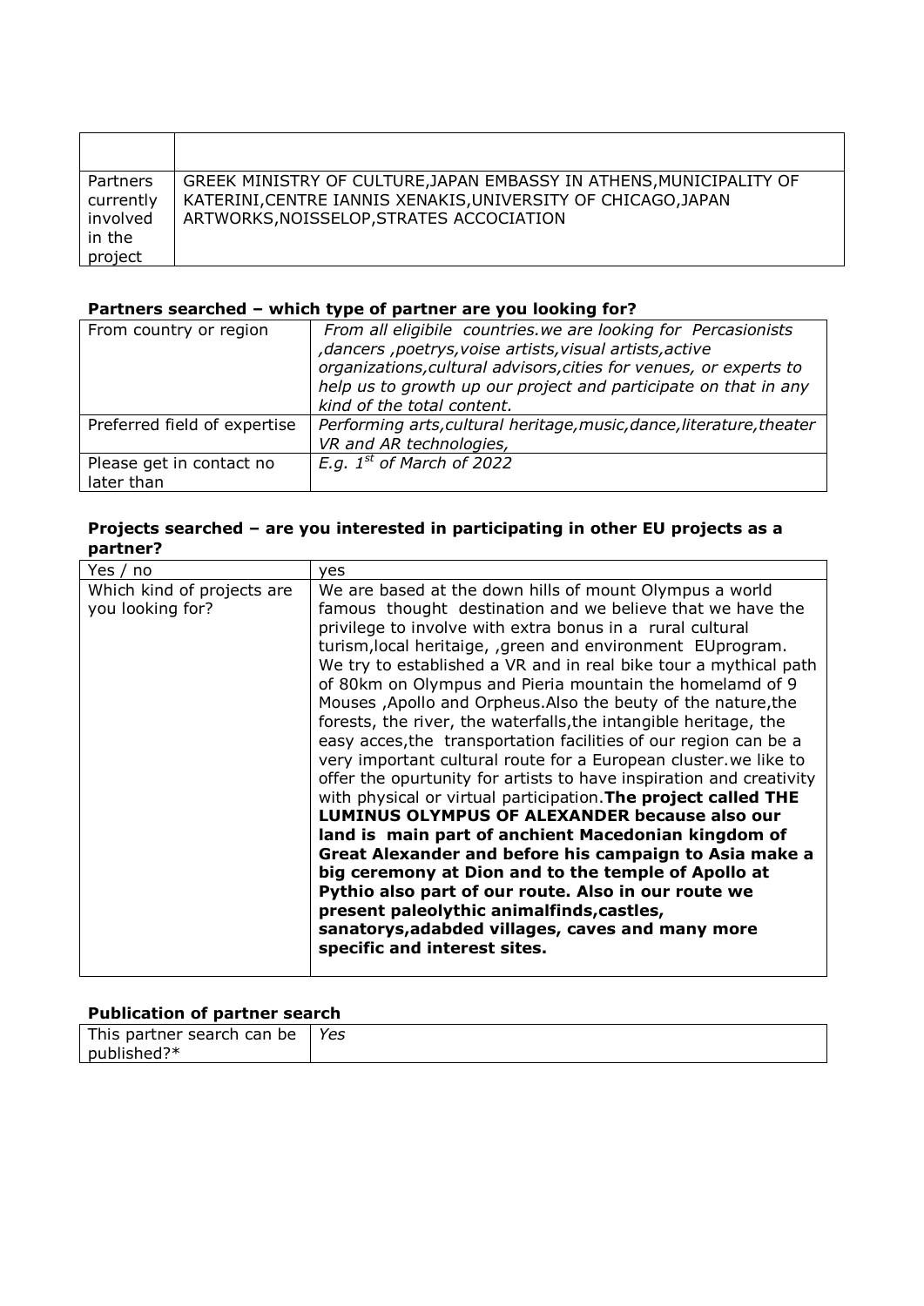| | |
|---|---|
| | |
| Partners currently involved in the project | GREEK MINISTRY OF CULTURE,JAPAN EMBASSY IN ATHENS,MUNICIPALITY OF KATERINI,CENTRE IANNIS XENAKIS,UNIVERSITY OF CHICAGO,JAPAN ARTWORKS,NOISSELOP,STRATES ACCOCIATION |

### Partners searched – which type of partner are you looking for?

| | |
|---|---|
| From country or region | *From all eligibile countries.we are looking for Percasionists ,dancers ,poetrys,voise artists,visual artists,active organizations,cultural advisors,cities for venues, or experts to help us to growth up our project and participate on that in any kind of the total content.* |
| Preferred field of expertise | *Performing arts,cultural heritage,music,dance,literature,theater VR and AR technologies,* |
| Please get in contact no later than | *E.g. 1st of March of 2022* |

### Projects searched – are you interested in participating in other EU projects as a partner?

| | |
|---|---|
| Yes / no | yes |
| Which kind of projects are you looking for? | We are based at the down hills of mount Olympus a world famous thought destination and we believe that we have the privilege to involve with extra bonus in a rural cultural turism,local heritaige, ,green and environment EUprogram. We try to established a VR and in real bike tour a mythical path of 80km on Olympus and Pieria mountain the homelamd of 9 Mouses ,Apollo and Orpheus.Also the beuty of the nature,the forests, the river, the waterfalls,the intangible heritage, the easy acces,the transportation facilities of our region can be a very important cultural route for a European cluster.we like to offer the opurtunity for artists to have inspiration and creativity with physical or virtual participation.**The project called THE LUMINUS OLYMPUS OF ALEXANDER because also our land is main part of anchient Macedonian kingdom of Great Alexander and before his campaign to Asia make a big ceremony at Dion and to the temple of Apollo at Pythio also part of our route. Also in our route we present paleolythic animalfinds,castles, sanatorys,adabded villages, caves and many more specific and interest sites.** |

### Publication of partner search

| | |
|---|---|
| This partner search can be published?* | *Yes* |